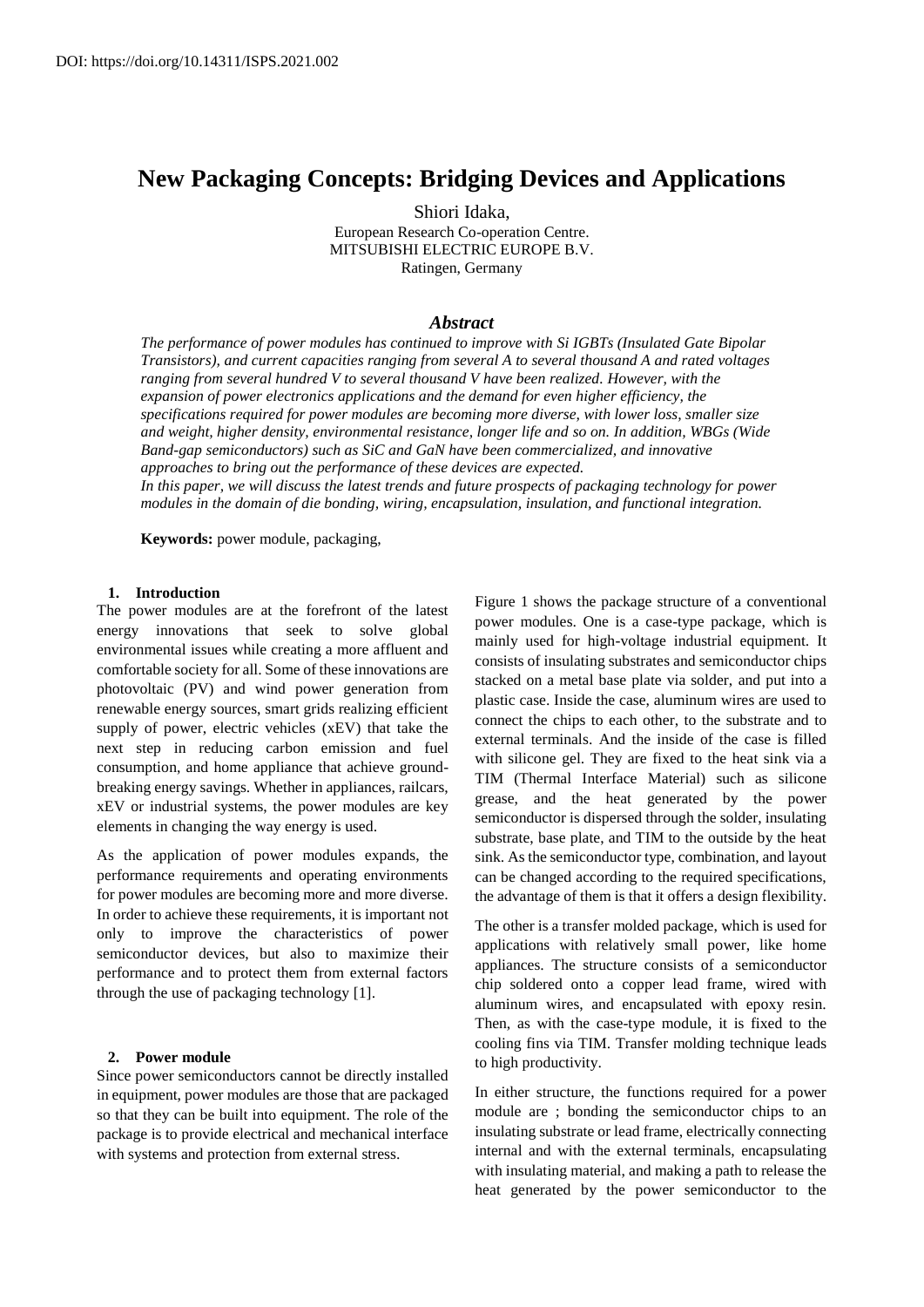DOI: https://doi.org/10.14311/ISPS.2021.002

# New Packaging Concepts: Bridging Devices and Applications

Shiori Idaka,
European Research Co-operation Centre.
MITSUBISHI ELECTRIC EUROPE B.V.
Ratingen, Germany

## *Abstract*

*The performance of power modules has continued to improve with Si IGBTs (Insulated Gate Bipolar Transistors), and current capacities ranging from several A to several thousand A and rated voltages ranging from several hundred V to several thousand V have been realized. However, with the expansion of power electronics applications and the demand for even higher efficiency, the specifications required for power modules are becoming more diverse, with lower loss, smaller size and weight, higher density, environmental resistance, longer life and so on. In addition, WBGs (Wide Band-gap semiconductors) such as SiC and GaN have been commercialized, and innovative approaches to bring out the performance of these devices are expected.*
*In this paper, we will discuss the latest trends and future prospects of packaging technology for power modules in the domain of die bonding, wiring, encapsulation, insulation, and functional integration.*

**Keywords:** power module, packaging,

### 1. Introduction

The power modules are at the forefront of the latest energy innovations that seek to solve global environmental issues while creating a more affluent and comfortable society for all. Some of these innovations are photovoltaic (PV) and wind power generation from renewable energy sources, smart grids realizing efficient supply of power, electric vehicles (xEV) that take the next step in reducing carbon emission and fuel consumption, and home appliance that achieve ground-breaking energy savings. Whether in appliances, railcars, xEV or industrial systems, the power modules are key elements in changing the way energy is used.

As the application of power modules expands, the performance requirements and operating environments for power modules are becoming more and more diverse. In order to achieve these requirements, it is important not only to improve the characteristics of power semiconductor devices, but also to maximize their performance and to protect them from external factors through the use of packaging technology [1].

### 2. Power module

Since power semiconductors cannot be directly installed in equipment, power modules are those that are packaged so that they can be built into equipment. The role of the package is to provide electrical and mechanical interface with systems and protection from external stress.

Figure 1 shows the package structure of a conventional power modules. One is a case-type package, which is mainly used for high-voltage industrial equipment. It consists of insulating substrates and semiconductor chips stacked on a metal base plate via solder, and put into a plastic case. Inside the case, aluminum wires are used to connect the chips to each other, to the substrate and to external terminals. And the inside of the case is filled with silicone gel. They are fixed to the heat sink via a TIM (Thermal Interface Material) such as silicone grease, and the heat generated by the power semiconductor is dispersed through the solder, insulating substrate, base plate, and TIM to the outside by the heat sink. As the semiconductor type, combination, and layout can be changed according to the required specifications, the advantage of them is that it offers a design flexibility.

The other is a transfer molded package, which is used for applications with relatively small power, like home appliances. The structure consists of a semiconductor chip soldered onto a copper lead frame, wired with aluminum wires, and encapsulated with epoxy resin. Then, as with the case-type module, it is fixed to the cooling fins via TIM. Transfer molding technique leads to high productivity.

In either structure, the functions required for a power module are ; bonding the semiconductor chips to an insulating substrate or lead frame, electrically connecting internal and with the external terminals, encapsulating with insulating material, and making a path to release the heat generated by the power semiconductor to the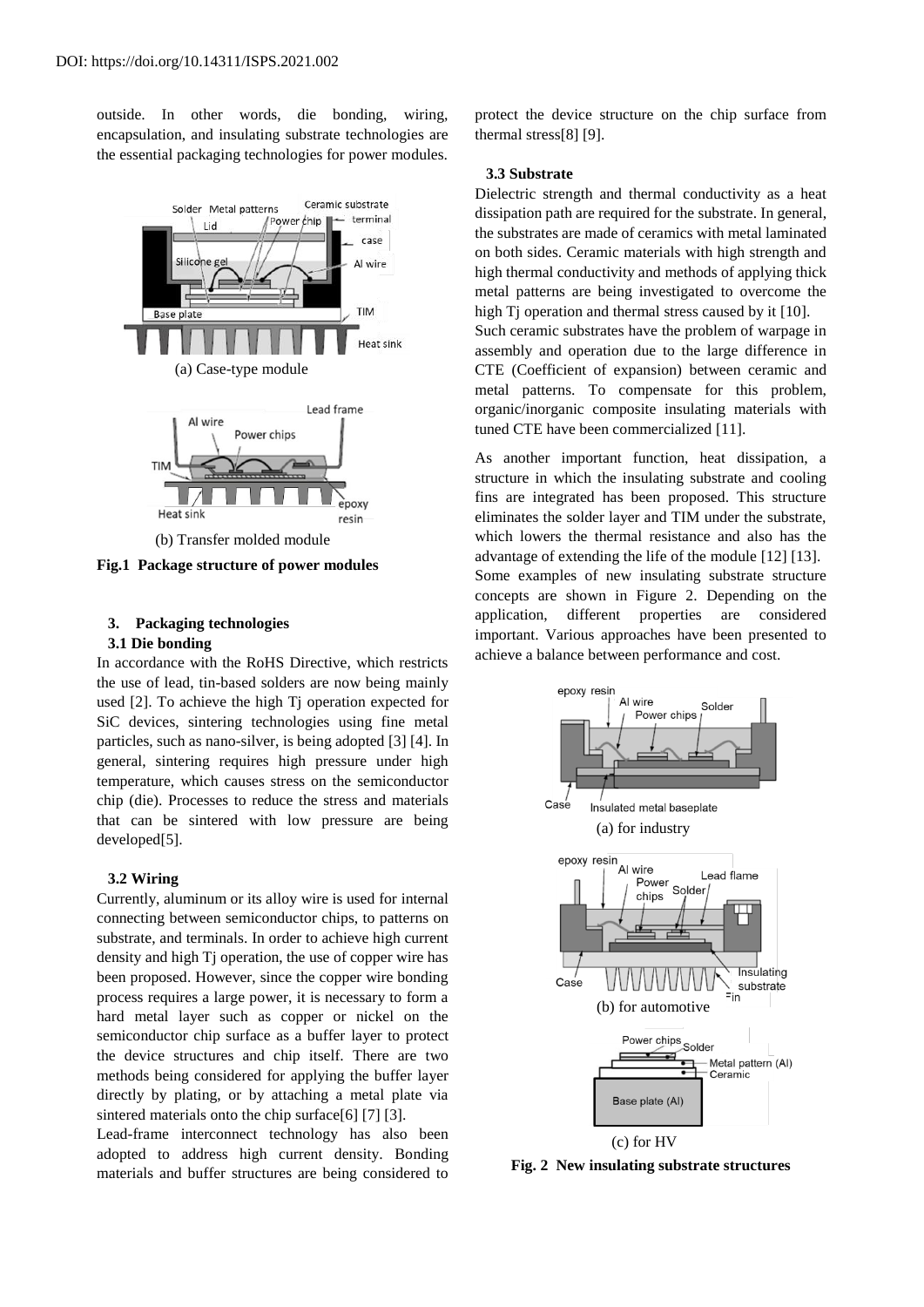outside. In other words, die bonding, wiring, encapsulation, and insulating substrate technologies are the essential packaging technologies for power modules.

(a) Case-type module

(b) Transfer molded module

**Fig.1 Package structure of power modules**

## 3. Packaging technologies

### 3.1 Die bonding

In accordance with the RoHS Directive, which restricts the use of lead, tin-based solders are now being mainly used [2]. To achieve the high Tj operation expected for SiC devices, sintering technologies using fine metal particles, such as nano-silver, is being adopted [3] [4]. In general, sintering requires high pressure under high temperature, which causes stress on the semiconductor chip (die). Processes to reduce the stress and materials that can be sintered with low pressure are being developed[5].

### 3.2 Wiring

Currently, aluminum or its alloy wire is used for internal connecting between semiconductor chips, to patterns on substrate, and terminals. In order to achieve high current density and high Tj operation, the use of copper wire has been proposed. However, since the copper wire bonding process requires a large power, it is necessary to form a hard metal layer such as copper or nickel on the semiconductor chip surface as a buffer layer to protect the device structures and chip itself. There are two methods being considered for applying the buffer layer directly by plating, or by attaching a metal plate via sintered materials onto the chip surface[6] [7] [3].

Lead-frame interconnect technology has also been adopted to address high current density. Bonding materials and buffer structures are being considered to protect the device structure on the chip surface from thermal stress[8] [9].

### 3.3 Substrate

Dielectric strength and thermal conductivity as a heat dissipation path are required for the substrate. In general, the substrates are made of ceramics with metal laminated on both sides. Ceramic materials with high strength and high thermal conductivity and methods of applying thick metal patterns are being investigated to overcome the high Tj operation and thermal stress caused by it [10].

Such ceramic substrates have the problem of warpage in assembly and operation due to the large difference in CTE (Coefficient of expansion) between ceramic and metal patterns. To compensate for this problem, organic/inorganic composite insulating materials with tuned CTE have been commercialized [11].

As another important function, heat dissipation, a structure in which the insulating substrate and cooling fins are integrated has been proposed. This structure eliminates the solder layer and TIM under the substrate, which lowers the thermal resistance and also has the advantage of extending the life of the module [12] [13].

Some examples of new insulating substrate structure concepts are shown in Figure 2. Depending on the application, different properties are considered important. Various approaches have been presented to achieve a balance between performance and cost.

(a) for industry

(b) for automotive

(c) for HV

**Fig. 2 New insulating substrate structures**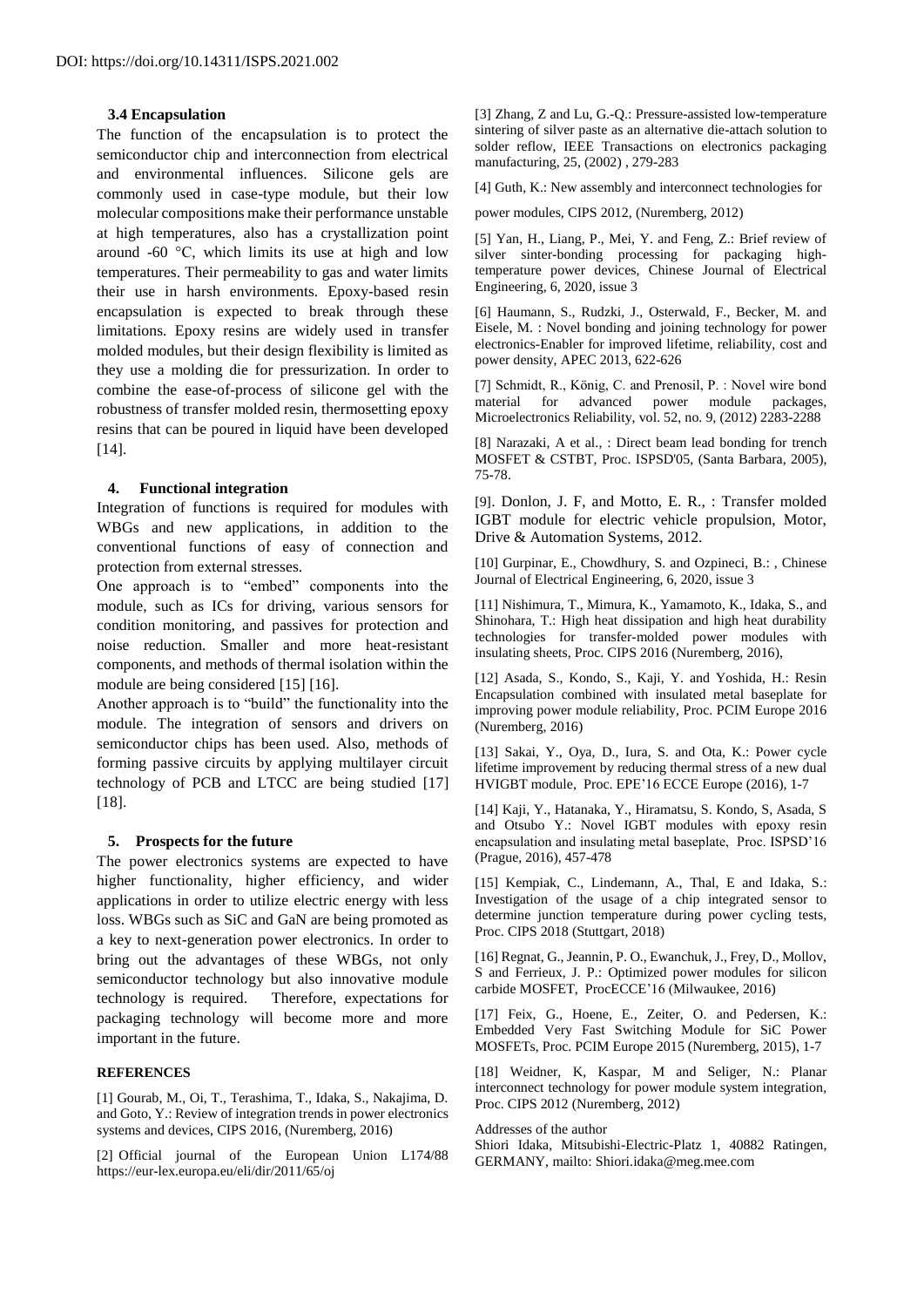DOI: https://doi.org/10.14311/ISPS.2021.002

### 3.4 Encapsulation

The function of the encapsulation is to protect the semiconductor chip and interconnection from electrical and environmental influences. Silicone gels are commonly used in case-type module, but their low molecular compositions make their performance unstable at high temperatures, also has a crystallization point around -60 °C, which limits its use at high and low temperatures. Their permeability to gas and water limits their use in harsh environments. Epoxy-based resin encapsulation is expected to break through these limitations. Epoxy resins are widely used in transfer molded modules, but their design flexibility is limited as they use a molding die for pressurization. In order to combine the ease-of-process of silicone gel with the robustness of transfer molded resin, thermosetting epoxy resins that can be poured in liquid have been developed [14].

## 4. Functional integration

Integration of functions is required for modules with WBGs and new applications, in addition to the conventional functions of easy of connection and protection from external stresses.

One approach is to "embed" components into the module, such as ICs for driving, various sensors for condition monitoring, and passives for protection and noise reduction. Smaller and more heat-resistant components, and methods of thermal isolation within the module are being considered [15] [16].

Another approach is to "build" the functionality into the module. The integration of sensors and drivers on semiconductor chips has been used. Also, methods of forming passive circuits by applying multilayer circuit technology of PCB and LTCC are being studied [17] [18].

## 5. Prospects for the future

The power electronics systems are expected to have higher functionality, higher efficiency, and wider applications in order to utilize electric energy with less loss. WBGs such as SiC and GaN are being promoted as a key to next-generation power electronics. In order to bring out the advantages of these WBGs, not only semiconductor technology but also innovative module technology is required. Therefore, expectations for packaging technology will become more and more important in the future.

### REFERENCES

[1] Gourab, M., Oi, T., Terashima, T., Idaka, S., Nakajima, D. and Goto, Y.: Review of integration trends in power electronics systems and devices, CIPS 2016, (Nuremberg, 2016)

[2] Official journal of the European Union L174/88 https://eur-lex.europa.eu/eli/dir/2011/65/oj

[3] Zhang, Z and Lu, G.-Q.: Pressure-assisted low-temperature sintering of silver paste as an alternative die-attach solution to solder reflow, IEEE Transactions on electronics packaging manufacturing, 25, (2002) , 279-283

[4] Guth, K.: New assembly and interconnect technologies for

power modules, CIPS 2012, (Nuremberg, 2012)

[5] Yan, H., Liang, P., Mei, Y. and Feng, Z.: Brief review of silver sinter-bonding processing for packaging high-temperature power devices, Chinese Journal of Electrical Engineering, 6, 2020, issue 3

[6] Haumann, S., Rudzki, J., Osterwald, F., Becker, M. and Eisele, M. : Novel bonding and joining technology for power electronics-Enabler for improved lifetime, reliability, cost and power density, APEC 2013, 622-626

[7] Schmidt, R., König, C. and Prenosil, P. : Novel wire bond material for advanced power module packages, Microelectronics Reliability, vol. 52, no. 9, (2012) 2283-2288

[8] Narazaki, A et al., : Direct beam lead bonding for trench MOSFET & CSTBT, Proc. ISPSD'05, (Santa Barbara, 2005), 75-78.

[9]. Donlon, J. F, and Motto, E. R., : Transfer molded IGBT module for electric vehicle propulsion, Motor, Drive & Automation Systems, 2012.

[10] Gurpinar, E., Chowdhury, S. and Ozpineci, B.: , Chinese Journal of Electrical Engineering, 6, 2020, issue 3

[11] Nishimura, T., Mimura, K., Yamamoto, K., Idaka, S., and Shinohara, T.: High heat dissipation and high heat durability technologies for transfer-molded power modules with insulating sheets, Proc. CIPS 2016 (Nuremberg, 2016),

[12] Asada, S., Kondo, S., Kaji, Y. and Yoshida, H.: Resin Encapsulation combined with insulated metal baseplate for improving power module reliability, Proc. PCIM Europe 2016 (Nuremberg, 2016)

[13] Sakai, Y., Oya, D., Iura, S. and Ota, K.: Power cycle lifetime improvement by reducing thermal stress of a new dual HVIGBT module, Proc. EPE'16 ECCE Europe (2016), 1-7

[14] Kaji, Y., Hatanaka, Y., Hiramatsu, S. Kondo, S, Asada, S and Otsubo Y.: Novel IGBT modules with epoxy resin encapsulation and insulating metal baseplate, Proc. ISPSD'16 (Prague, 2016), 457-478

[15] Kempiak, C., Lindemann, A., Thal, E and Idaka, S.: Investigation of the usage of a chip integrated sensor to determine junction temperature during power cycling tests, Proc. CIPS 2018 (Stuttgart, 2018)

[16] Regnat, G., Jeannin, P. O., Ewanchuk, J., Frey, D., Mollov, S and Ferrieux, J. P.: Optimized power modules for silicon carbide MOSFET, ProcECCE'16 (Milwaukee, 2016)

[17] Feix, G., Hoene, E., Zeiter, O. and Pedersen, K.: Embedded Very Fast Switching Module for SiC Power MOSFETs, Proc. PCIM Europe 2015 (Nuremberg, 2015), 1-7

[18] Weidner, K, Kaspar, M and Seliger, N.: Planar interconnect technology for power module system integration, Proc. CIPS 2012 (Nuremberg, 2012)

Addresses of the author

Shiori Idaka, Mitsubishi-Electric-Platz 1, 40882 Ratingen, GERMANY, mailto: Shiori.idaka@meg.mee.com